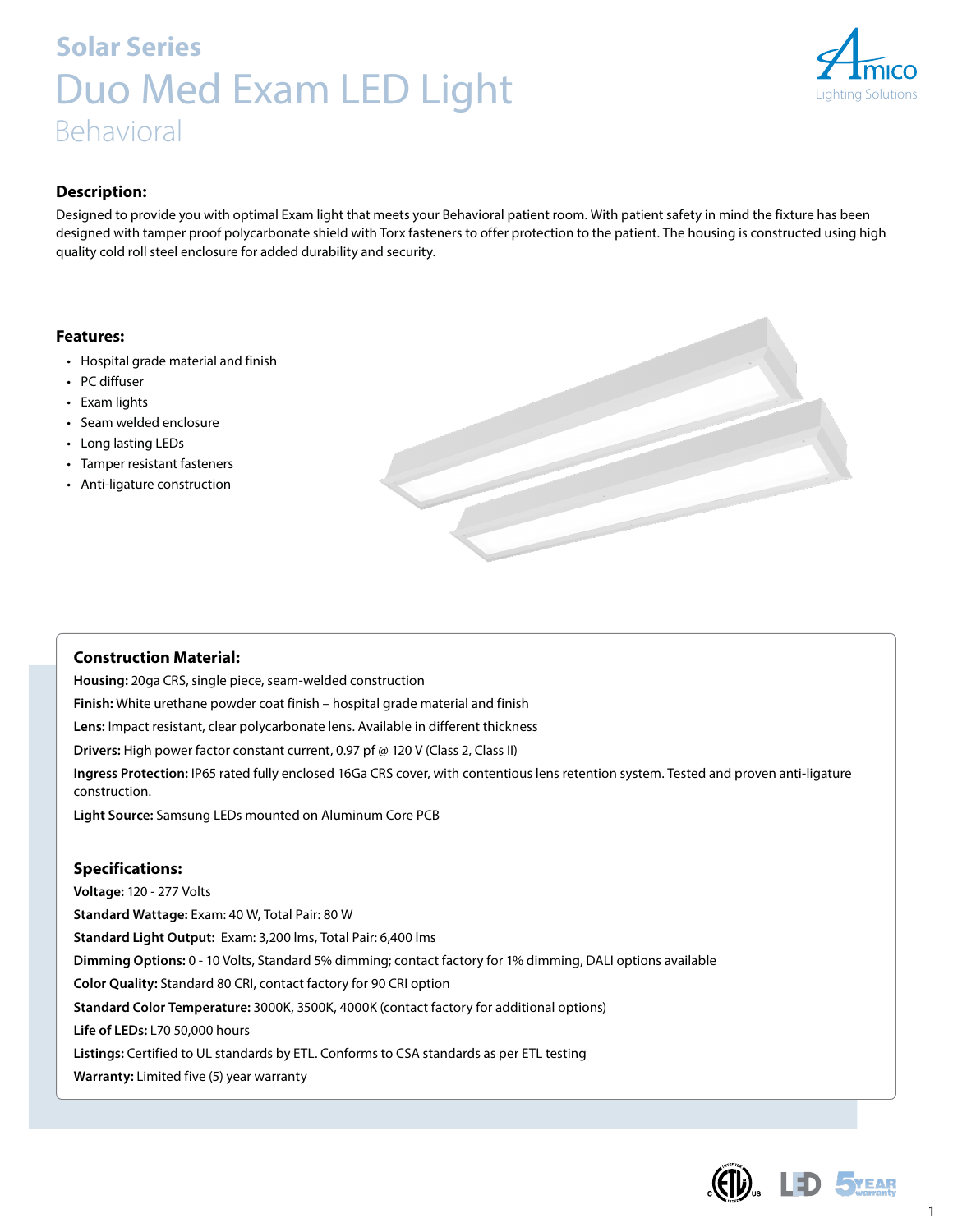# Solar Series

# Duo Med Exam LED Light

## Behavioral

### Description:

Designed to provide you with optimal Exam light that meets your Behavioral patient room. With patient safety in mind the fixture has been designed with tamper proof polycarbonate shield with Torx fasteners to offer protection to the patient. The housing is constructed using high quality cold roll steel enclosure for added durability and security.

### Features:

- Hospital grade material and finish
- PC diffuser
- Exam lights
- Seam welded enclosure
- Long lasting LEDs
- Tamper resistant fasteners
- Anti-ligature construction

### Construction Material:

**Housing:** 20ga CRS, single piece, seam-welded construction

**Finish:** White urethane powder coat finish – hospital grade material and finish

**Lens:** Impact resistant, clear polycarbonate lens. Available in different thickness

**Drivers:** High power factor constant current, 0.97 pf @ 120 V (Class 2, Class II)

**Ingress Protection:** IP65 rated fully enclosed 16Ga CRS cover, with contentious lens retention system. Tested and proven anti-ligature construction.

**Light Source:** Samsung LEDs mounted on Aluminum Core PCB

### Specifications:

**Voltage:** 120 - 277 Volts

**Standard Wattage:** Exam: 40 W, Total Pair: 80 W

**Standard Light Output:** Exam: 3,200 lms, Total Pair: 6,400 lms

**Dimming Options:** 0 - 10 Volts, Standard 5% dimming; contact factory for 1% dimming, DALI options available

**Color Quality:** Standard 80 CRI, contact factory for 90 CRI option

**Standard Color Temperature:** 3000K, 3500K, 4000K (contact factory for additional options)

**Life of LEDs:** L70 50,000 hours

**Listings:** Certified to UL standards by ETL. Conforms to CSA standards as per ETL testing

**Warranty:** Limited five (5) year warranty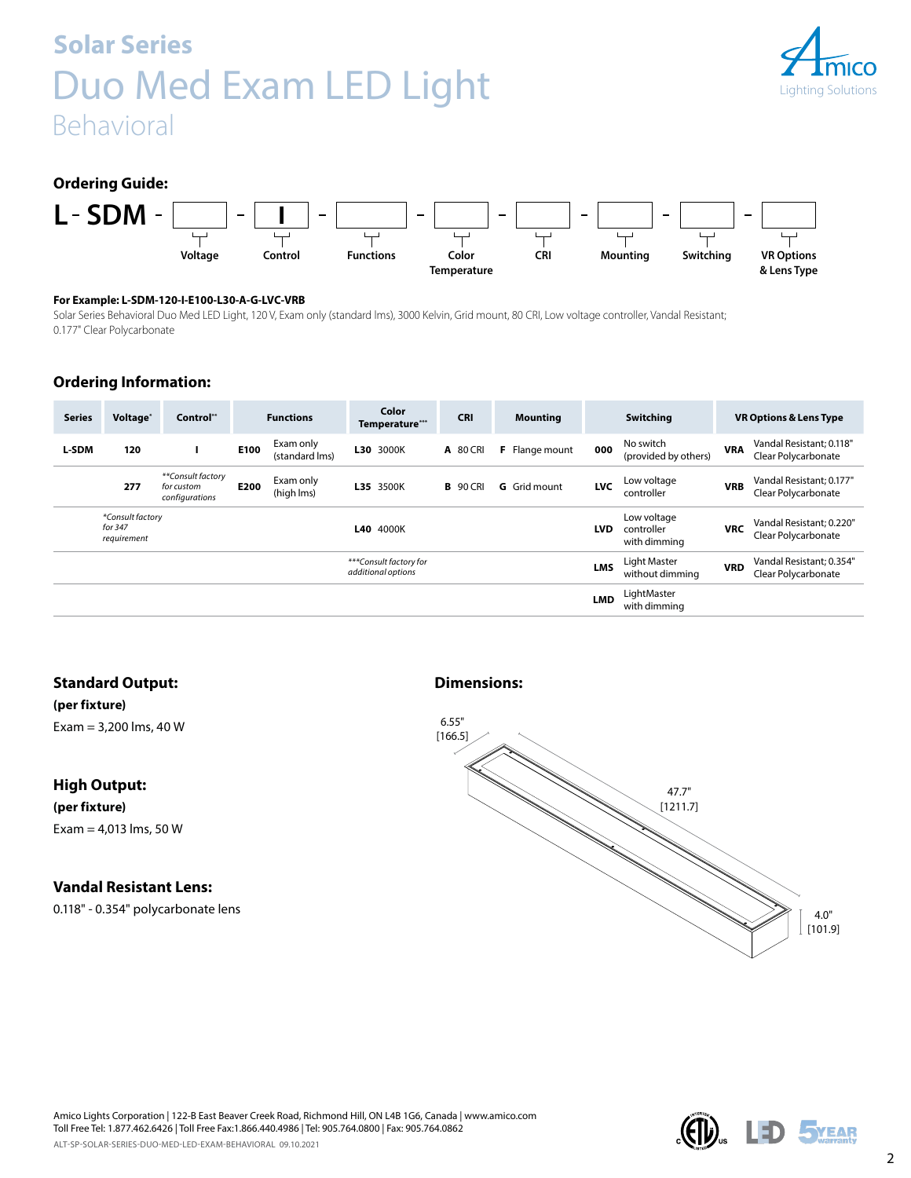# Solar Series

# Duo Med Exam LED Light

## Behavioral

### Ordering Guide:

L - SDM - [ Voltage ] - [ I Control ] - [ Functions ] - [ Color Temperature ] - [ CRI ] - [ Mounting ] - [ Switching ] - [ VR Options & Lens Type ]

**For Example: L-SDM-120-I-E100-L30-A-G-LVC-VRB**

Solar Series Behavioral Duo Med LED Light, 120 V, Exam only (standard lms), 3000 Kelvin, Grid mount, 80 CRI, Low voltage controller, Vandal Resistant; 0.177" Clear Polycarbonate

### Ordering Information:

| Series | Voltage* | Control** | Functions | | Color Temperature*** | CRI | Mounting | Switching | | VR Options & Lens Type | |
|---|---|---|---|---|---|---|---|---|---|---|---|
| **L-SDM** | **120** | **I** | **E100** | Exam only (standard lms) | **L30** 3000K | **A** 80 CRI | **F** Flange mount | **000** | No switch (provided by others) | **VRA** | Vandal Resistant; 0.118" Clear Polycarbonate |
| | **277** | *\*\*Consult factory for custom configurations* | **E200** | Exam only (high lms) | **L35** 3500K | **B** 90 CRI | **G** Grid mount | **LVC** | Low voltage controller | **VRB** | Vandal Resistant; 0.177" Clear Polycarbonate |
| | *\*Consult factory for 347 requirement* | | | | **L40** 4000K | | | **LVD** | Low voltage controller with dimming | **VRC** | Vandal Resistant; 0.220" Clear Polycarbonate |
| | | | | | *\*\*\*Consult factory for additional options* | | | **LMS** | Light Master without dimming | **VRD** | Vandal Resistant; 0.354" Clear Polycarbonate |
| | | | | | | | | **LMD** | LightMaster with dimming | | |

### Standard Output:

**(per fixture)**

Exam = 3,200 lms, 40 W

### High Output:

**(per fixture)**

Exam = 4,013 lms, 50 W

### Vandal Resistant Lens:

0.118" - 0.354" polycarbonate lens

### Dimensions:

6.55"
[166.5]

47.7"
[1211.7]

4.0"
[101.9]

Amico Lights Corporation | 122-B East Beaver Creek Road, Richmond Hill, ON L4B 1G6, Canada | www.amico.com
Toll Free Tel: 1.877.462.6426 | Toll Free Fax:1.866.440.4986 | Tel: 905.764.0800 | Fax: 905.764.0862

ALT-SP-SOLAR-SERIES-DUO-MED-LED-EXAM-BEHAVIORAL 09.10.2021